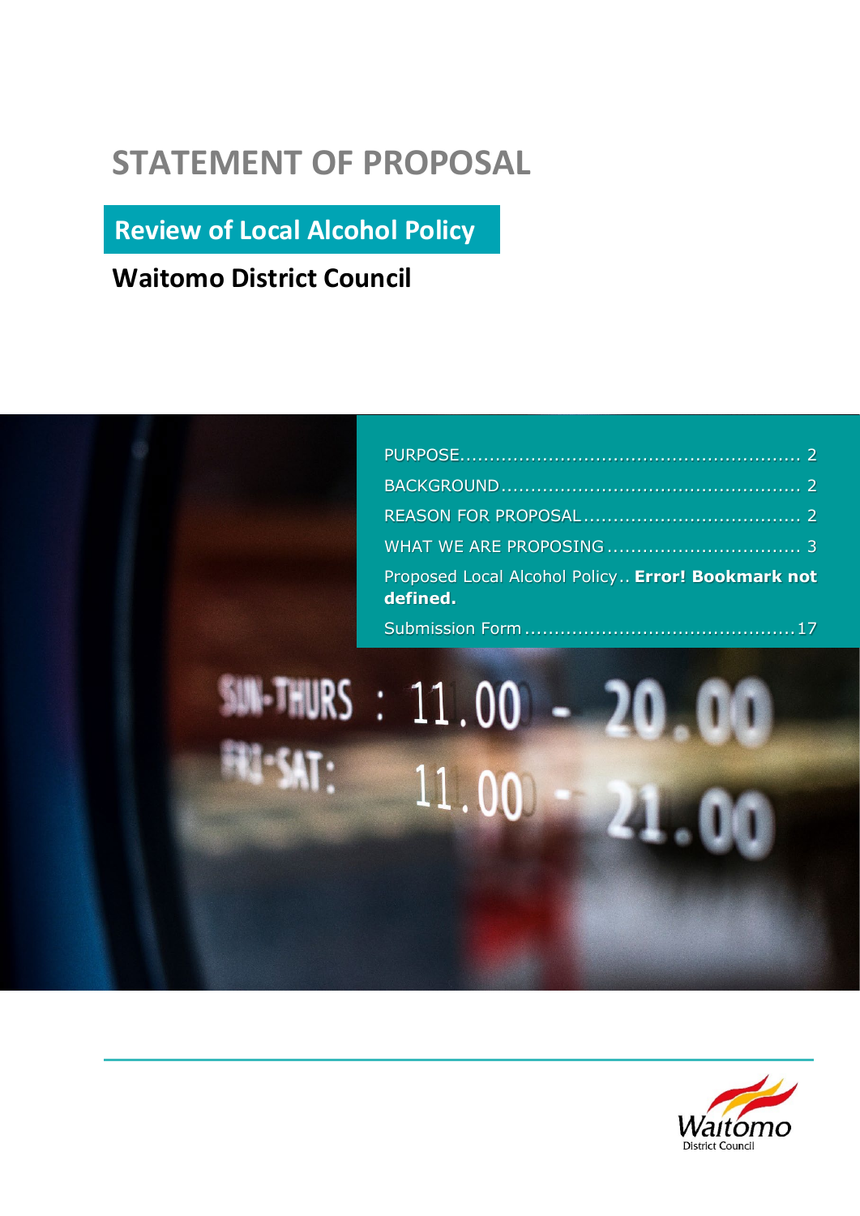# STATEMENT OF PROPOSAL

## Review of Local Alcohol Policy

## Waitomo District Council

PURPOSE........................................................ 2

BACKGROUND................................................. 2

REASON FOR PROPOSAL.................................... 2

WHAT WE ARE PROPOSING................................. 3

Proposed Local Alcohol Policy.. **Error! Bookmark not defined.**

Submission Form.............................................17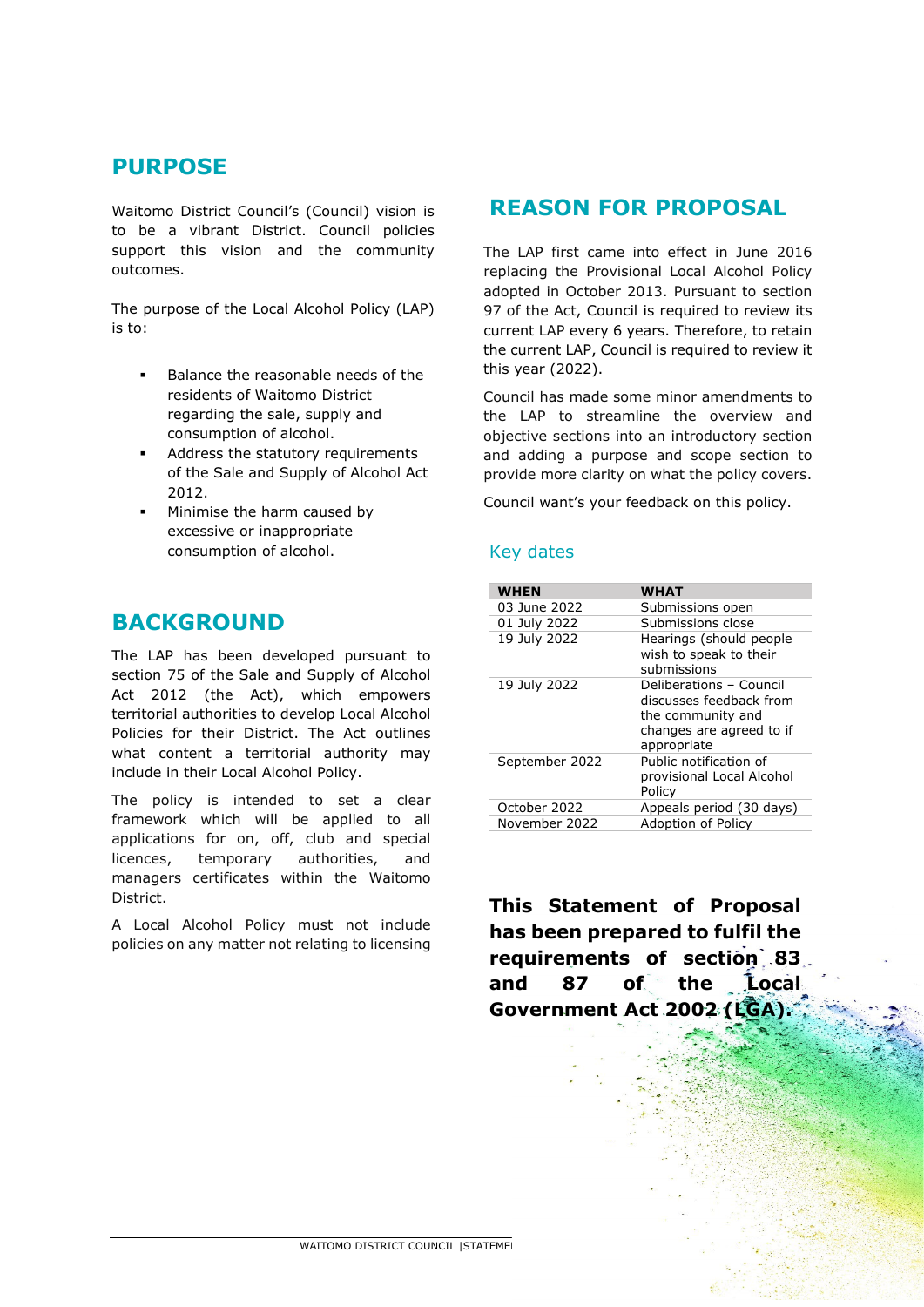## PURPOSE

Waitomo District Council's (Council) vision is to be a vibrant District. Council policies support this vision and the community outcomes.

The purpose of the Local Alcohol Policy (LAP) is to:

- Balance the reasonable needs of the residents of Waitomo District regarding the sale, supply and consumption of alcohol.
- Address the statutory requirements of the Sale and Supply of Alcohol Act 2012.
- Minimise the harm caused by excessive or inappropriate consumption of alcohol.

## BACKGROUND

The LAP has been developed pursuant to section 75 of the Sale and Supply of Alcohol Act 2012 (the Act), which empowers territorial authorities to develop Local Alcohol Policies for their District. The Act outlines what content a territorial authority may include in their Local Alcohol Policy.

The policy is intended to set a clear framework which will be applied to all applications for on, off, club and special licences, temporary authorities, and managers certificates within the Waitomo District.

A Local Alcohol Policy must not include policies on any matter not relating to licensing

## REASON FOR PROPOSAL

The LAP first came into effect in June 2016 replacing the Provisional Local Alcohol Policy adopted in October 2013. Pursuant to section 97 of the Act, Council is required to review its current LAP every 6 years. Therefore, to retain the current LAP, Council is required to review it this year (2022).

Council has made some minor amendments to the LAP to streamline the overview and objective sections into an introductory section and adding a purpose and scope section to provide more clarity on what the policy covers.

Council want's your feedback on this policy.

### Key dates

| WHEN | WHAT |
|---|---|
| 03 June 2022 | Submissions open |
| 01 July 2022 | Submissions close |
| 19 July 2022 | Hearings (should people wish to speak to their submissions |
| 19 July 2022 | Deliberations – Council discusses feedback from the community and changes are agreed to if appropriate |
| September 2022 | Public notification of provisional Local Alcohol Policy |
| October 2022 | Appeals period (30 days) |
| November 2022 | Adoption of Policy |

**This Statement of Proposal has been prepared to fulfil the requirements of section 83 and 87 of the Local Government Act 2002 (LGA).**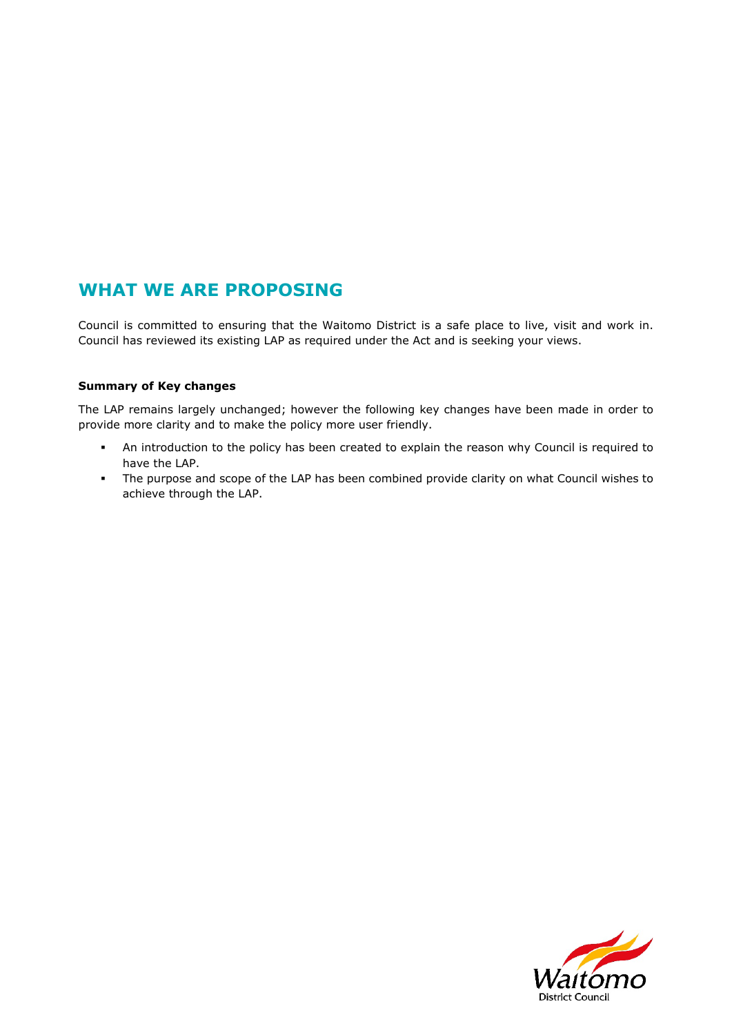## WHAT WE ARE PROPOSING

Council is committed to ensuring that the Waitomo District is a safe place to live, visit and work in. Council has reviewed its existing LAP as required under the Act and is seeking your views.

**Summary of Key changes**

The LAP remains largely unchanged; however the following key changes have been made in order to provide more clarity and to make the policy more user friendly.

- An introduction to the policy has been created to explain the reason why Council is required to have the LAP.
- The purpose and scope of the LAP has been combined provide clarity on what Council wishes to achieve through the LAP.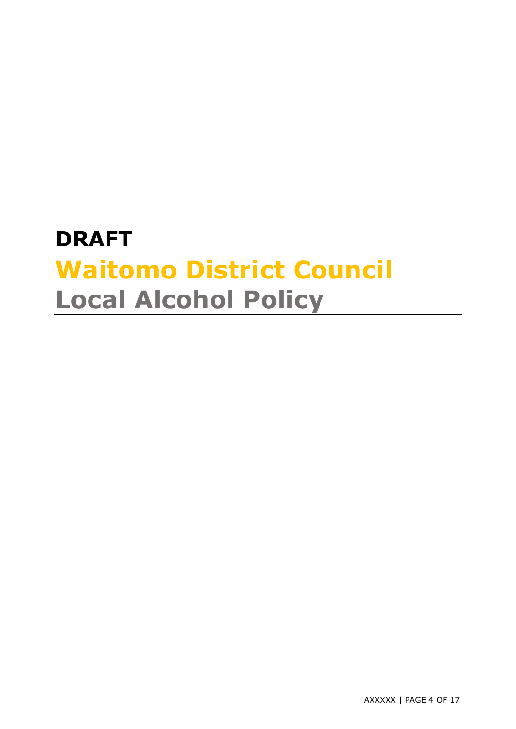# DRAFT

# Waitomo District Council

# Local Alcohol Policy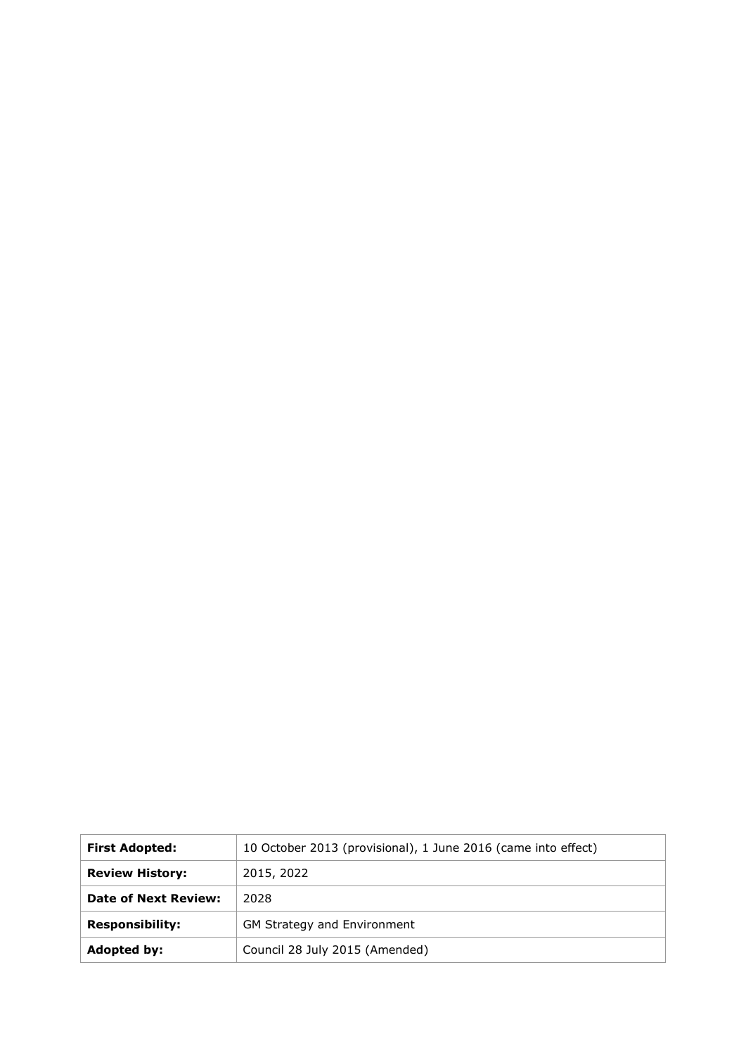| **First Adopted:** | 10 October 2013 (provisional), 1 June 2016 (came into effect) |
| --- | --- |
| **Review History:** | 2015, 2022 |
| **Date of Next Review:** | 2028 |
| **Responsibility:** | GM Strategy and Environment |
| **Adopted by:** | Council 28 July 2015 (Amended) |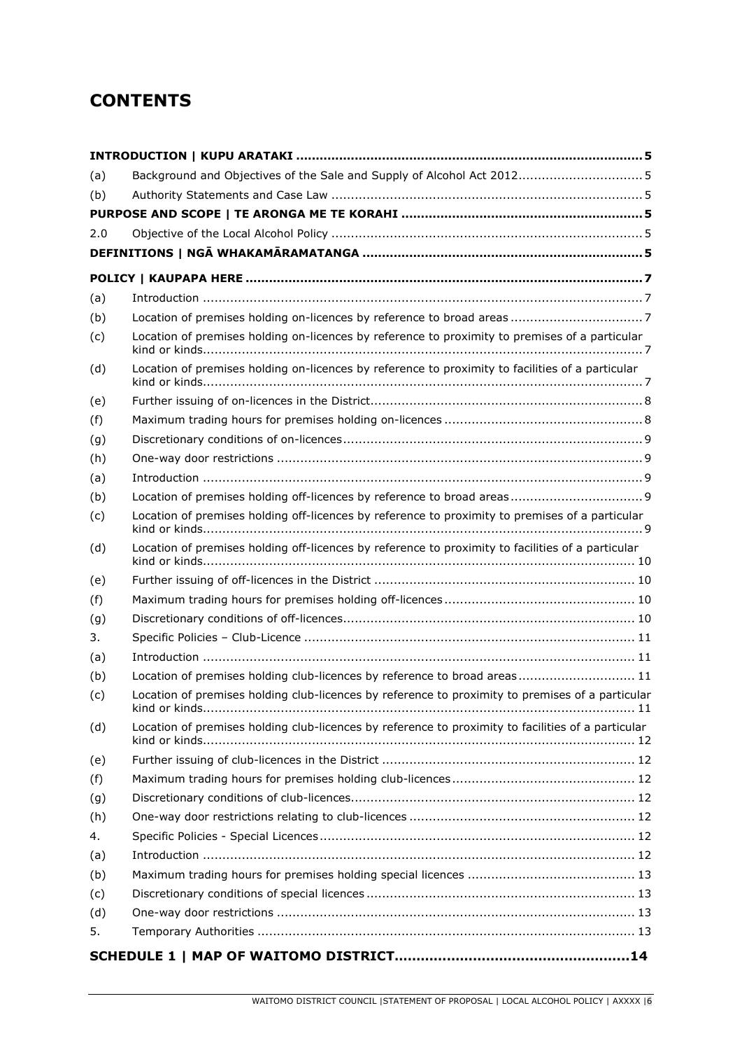# CONTENTS

| | | |
|---|---|---|
| **INTRODUCTION \| KUPU ARATAKI** | | **5** |
| (a) | Background and Objectives of the Sale and Supply of Alcohol Act 2012 | 5 |
| (b) | Authority Statements and Case Law | 5 |
| **PURPOSE AND SCOPE \| TE ARONGA ME TE KORAHI** | | **5** |
| 2.0 | Objective of the Local Alcohol Policy | 5 |
| **DEFINITIONS \| NGĀ WHAKAMĀRAMATANGA** | | **5** |
| **POLICY \| KAUPAPA HERE** | | **7** |
| (a) | Introduction | 7 |
| (b) | Location of premises holding on-licences by reference to broad areas | 7 |
| (c) | Location of premises holding on-licences by reference to proximity to premises of a particular kind or kinds | 7 |
| (d) | Location of premises holding on-licences by reference to proximity to facilities of a particular kind or kinds | 7 |
| (e) | Further issuing of on-licences in the District | 8 |
| (f) | Maximum trading hours for premises holding on-licences | 8 |
| (g) | Discretionary conditions of on-licences | 9 |
| (h) | One-way door restrictions | 9 |
| (a) | Introduction | 9 |
| (b) | Location of premises holding off-licences by reference to broad areas | 9 |
| (c) | Location of premises holding off-licences by reference to proximity to premises of a particular kind or kinds | 9 |
| (d) | Location of premises holding off-licences by reference to proximity to facilities of a particular kind or kinds | 10 |
| (e) | Further issuing of off-licences in the District | 10 |
| (f) | Maximum trading hours for premises holding off-licences | 10 |
| (g) | Discretionary conditions of off-licences | 10 |
| 3. | Specific Policies – Club-Licence | 11 |
| (a) | Introduction | 11 |
| (b) | Location of premises holding club-licences by reference to broad areas | 11 |
| (c) | Location of premises holding club-licences by reference to proximity to premises of a particular kind or kinds | 11 |
| (d) | Location of premises holding club-licences by reference to proximity to facilities of a particular kind or kinds | 12 |
| (e) | Further issuing of club-licences in the District | 12 |
| (f) | Maximum trading hours for premises holding club-licences | 12 |
| (g) | Discretionary conditions of club-licences | 12 |
| (h) | One-way door restrictions relating to club-licences | 12 |
| 4. | Specific Policies - Special Licences | 12 |
| (a) | Introduction | 12 |
| (b) | Maximum trading hours for premises holding special licences | 13 |
| (c) | Discretionary conditions of special licences | 13 |
| (d) | One-way door restrictions | 13 |
| 5. | Temporary Authorities | 13 |
| **SCHEDULE 1 \| MAP OF WAITOMO DISTRICT** | | **14** |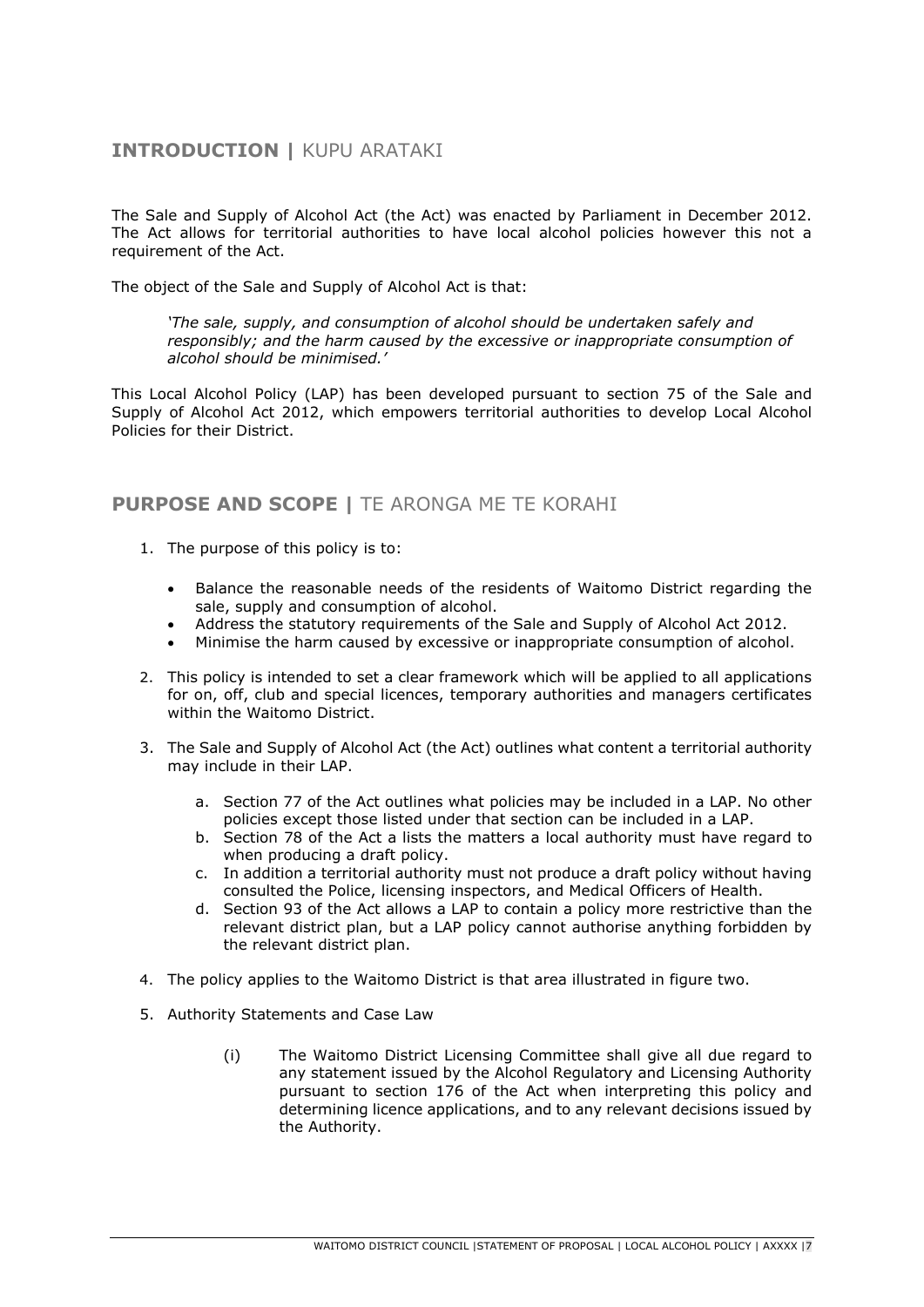## **INTRODUCTION |** KUPU ARATAKI

The Sale and Supply of Alcohol Act (the Act) was enacted by Parliament in December 2012. The Act allows for territorial authorities to have local alcohol policies however this not a requirement of the Act.

The object of the Sale and Supply of Alcohol Act is that:

> *'The sale, supply, and consumption of alcohol should be undertaken safely and responsibly; and the harm caused by the excessive or inappropriate consumption of alcohol should be minimised.'*

This Local Alcohol Policy (LAP) has been developed pursuant to section 75 of the Sale and Supply of Alcohol Act 2012, which empowers territorial authorities to develop Local Alcohol Policies for their District.

## **PURPOSE AND SCOPE |** TE ARONGA ME TE KORAHI

1. The purpose of this policy is to:

    - Balance the reasonable needs of the residents of Waitomo District regarding the sale, supply and consumption of alcohol.
    - Address the statutory requirements of the Sale and Supply of Alcohol Act 2012.
    - Minimise the harm caused by excessive or inappropriate consumption of alcohol.

2. This policy is intended to set a clear framework which will be applied to all applications for on, off, club and special licences, temporary authorities and managers certificates within the Waitomo District.

3. The Sale and Supply of Alcohol Act (the Act) outlines what content a territorial authority may include in their LAP.

    a. Section 77 of the Act outlines what policies may be included in a LAP. No other policies except those listed under that section can be included in a LAP.
    b. Section 78 of the Act a lists the matters a local authority must have regard to when producing a draft policy.
    c. In addition a territorial authority must not produce a draft policy without having consulted the Police, licensing inspectors, and Medical Officers of Health.
    d. Section 93 of the Act allows a LAP to contain a policy more restrictive than the relevant district plan, but a LAP policy cannot authorise anything forbidden by the relevant district plan.

4. The policy applies to the Waitomo District is that area illustrated in figure two.

5. Authority Statements and Case Law

    (i) The Waitomo District Licensing Committee shall give all due regard to any statement issued by the Alcohol Regulatory and Licensing Authority pursuant to section 176 of the Act when interpreting this policy and determining licence applications, and to any relevant decisions issued by the Authority.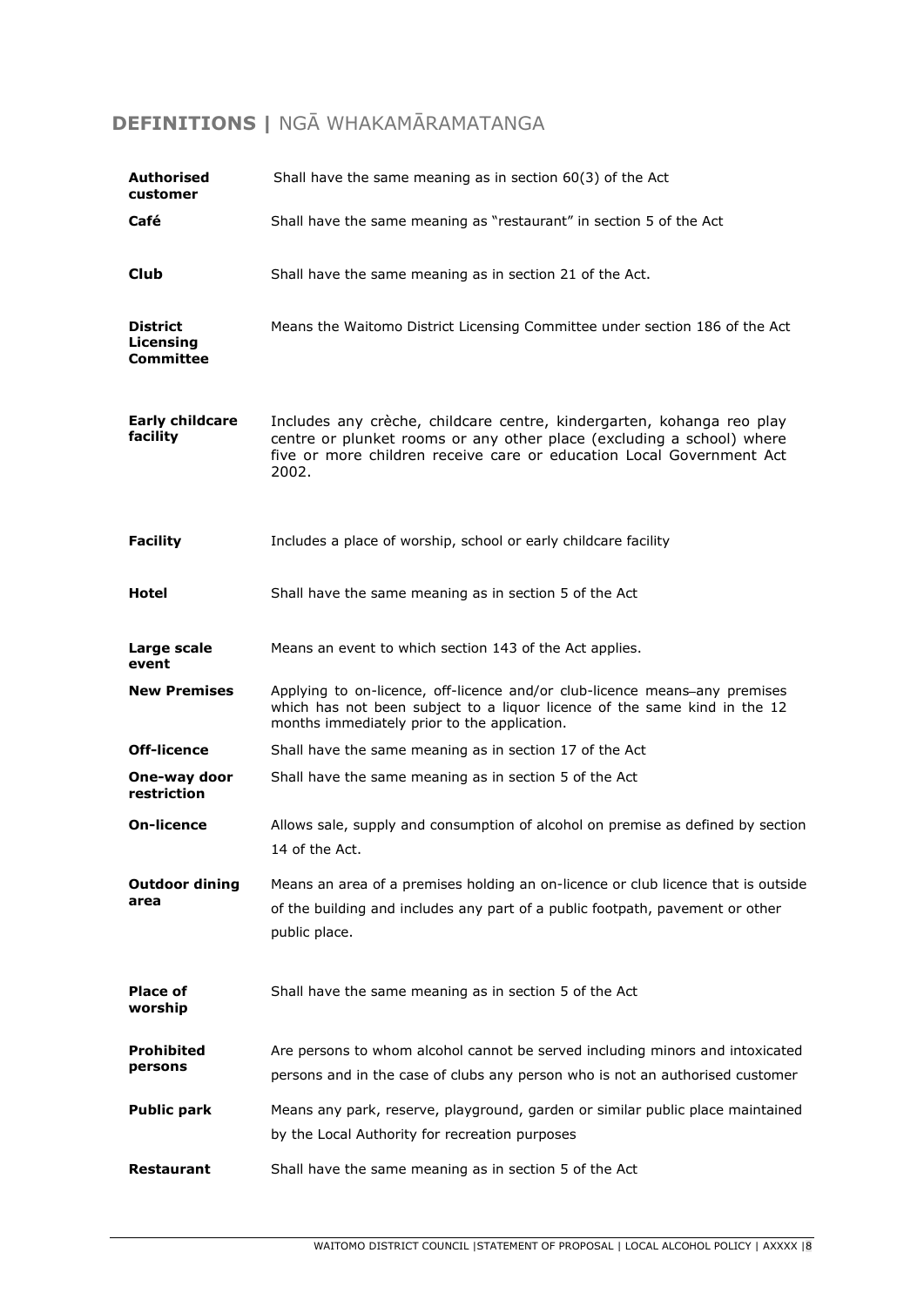## DEFINITIONS | NGĀ WHAKAMĀRAMATANGA

| | |
|---|---|
| **Authorised customer** | Shall have the same meaning as in section 60(3) of the Act |
| **Café** | Shall have the same meaning as "restaurant" in section 5 of the Act |
| **Club** | Shall have the same meaning as in section 21 of the Act. |
| **District Licensing Committee** | Means the Waitomo District Licensing Committee under section 186 of the Act |
| **Early childcare facility** | Includes any crèche, childcare centre, kindergarten, kohanga reo play centre or plunket rooms or any other place (excluding a school) where five or more children receive care or education Local Government Act 2002. |
| **Facility** | Includes a place of worship, school or early childcare facility |
| **Hotel** | Shall have the same meaning as in section 5 of the Act |
| **Large scale event** | Means an event to which section 143 of the Act applies. |
| **New Premises** | Applying to on-licence, off-licence and/or club-licence means–any premises which has not been subject to a liquor licence of the same kind in the 12 months immediately prior to the application. |
| **Off-licence** | Shall have the same meaning as in section 17 of the Act |
| **One-way door restriction** | Shall have the same meaning as in section 5 of the Act |
| **On-licence** | Allows sale, supply and consumption of alcohol on premise as defined by section 14 of the Act. |
| **Outdoor dining area** | Means an area of a premises holding an on-licence or club licence that is outside of the building and includes any part of a public footpath, pavement or other public place. |
| **Place of worship** | Shall have the same meaning as in section 5 of the Act |
| **Prohibited persons** | Are persons to whom alcohol cannot be served including minors and intoxicated persons and in the case of clubs any person who is not an authorised customer |
| **Public park** | Means any park, reserve, playground, garden or similar public place maintained by the Local Authority for recreation purposes |
| **Restaurant** | Shall have the same meaning as in section 5 of the Act |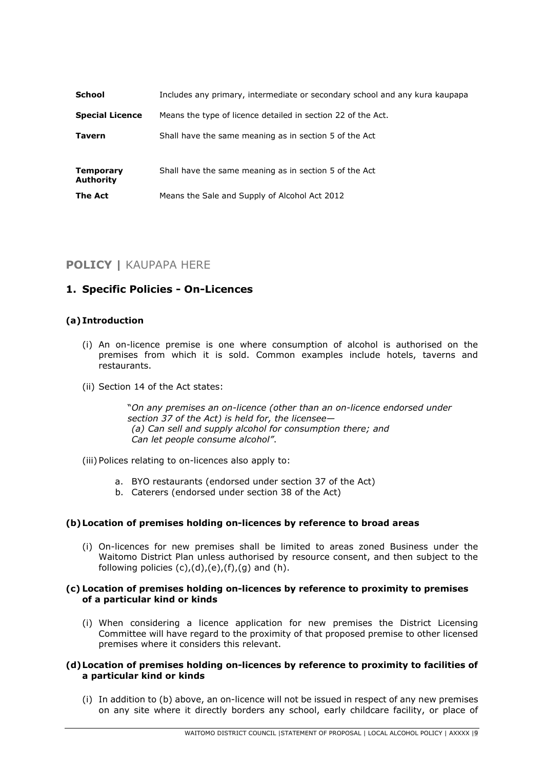| | |
|---|---|
| **School** | Includes any primary, intermediate or secondary school and any kura kaupapa |
| **Special Licence** | Means the type of licence detailed in section 22 of the Act. |
| **Tavern** | Shall have the same meaning as in section 5 of the Act |
| **Temporary Authority** | Shall have the same meaning as in section 5 of the Act |
| **The Act** | Means the Sale and Supply of Alcohol Act 2012 |

## **POLICY |** KAUPAPA HERE

### 1. Specific Policies - On-Licences

#### (a) Introduction

(i) An on-licence premise is one where consumption of alcohol is authorised on the premises from which it is sold. Common examples include hotels, taverns and restaurants.

(ii) Section 14 of the Act states:

> "*On any premises an on-licence (other than an on-licence endorsed under section 37 of the Act) is held for, the licensee—*
> *(a) Can sell and supply alcohol for consumption there; and*
> *Can let people consume alcohol"*.

(iii) Polices relating to on-licences also apply to:

a. BYO restaurants (endorsed under section 37 of the Act)
b. Caterers (endorsed under section 38 of the Act)

#### (b) Location of premises holding on-licences by reference to broad areas

(i) On-licences for new premises shall be limited to areas zoned Business under the Waitomo District Plan unless authorised by resource consent, and then subject to the following policies (c),(d),(e),(f),(g) and (h).

#### (c) Location of premises holding on-licences by reference to proximity to premises of a particular kind or kinds

(i) When considering a licence application for new premises the District Licensing Committee will have regard to the proximity of that proposed premise to other licensed premises where it considers this relevant.

#### (d) Location of premises holding on-licences by reference to proximity to facilities of a particular kind or kinds

(i) In addition to (b) above, an on-licence will not be issued in respect of any new premises on any site where it directly borders any school, early childcare facility, or place of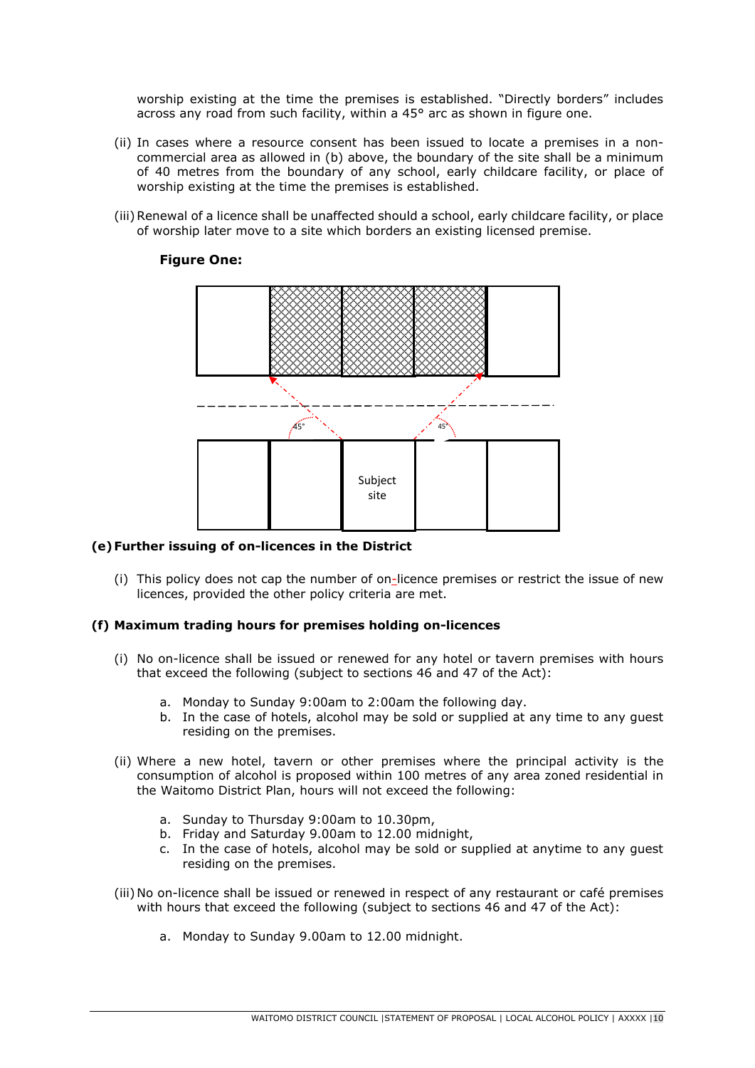worship existing at the time the premises is established. "Directly borders" includes across any road from such facility, within a 45° arc as shown in figure one.

(ii) In cases where a resource consent has been issued to locate a premises in a non-commercial area as allowed in (b) above, the boundary of the site shall be a minimum of 40 metres from the boundary of any school, early childcare facility, or place of worship existing at the time the premises is established.

(iii) Renewal of a licence shall be unaffected should a school, early childcare facility, or place of worship later move to a site which borders an existing licensed premise.

**Figure One:**

45° 45°

Subject site

**(e) Further issuing of on-licences in the District**

(i) This policy does not cap the number of on-licence premises or restrict the issue of new licences, provided the other policy criteria are met.

**(f) Maximum trading hours for premises holding on-licences**

(i) No on-licence shall be issued or renewed for any hotel or tavern premises with hours that exceed the following (subject to sections 46 and 47 of the Act):

a. Monday to Sunday 9:00am to 2:00am the following day.
b. In the case of hotels, alcohol may be sold or supplied at any time to any guest residing on the premises.

(ii) Where a new hotel, tavern or other premises where the principal activity is the consumption of alcohol is proposed within 100 metres of any area zoned residential in the Waitomo District Plan, hours will not exceed the following:

a. Sunday to Thursday 9:00am to 10.30pm,
b. Friday and Saturday 9.00am to 12.00 midnight,
c. In the case of hotels, alcohol may be sold or supplied at anytime to any guest residing on the premises.

(iii) No on-licence shall be issued or renewed in respect of any restaurant or café premises with hours that exceed the following (subject to sections 46 and 47 of the Act):

a. Monday to Sunday 9.00am to 12.00 midnight.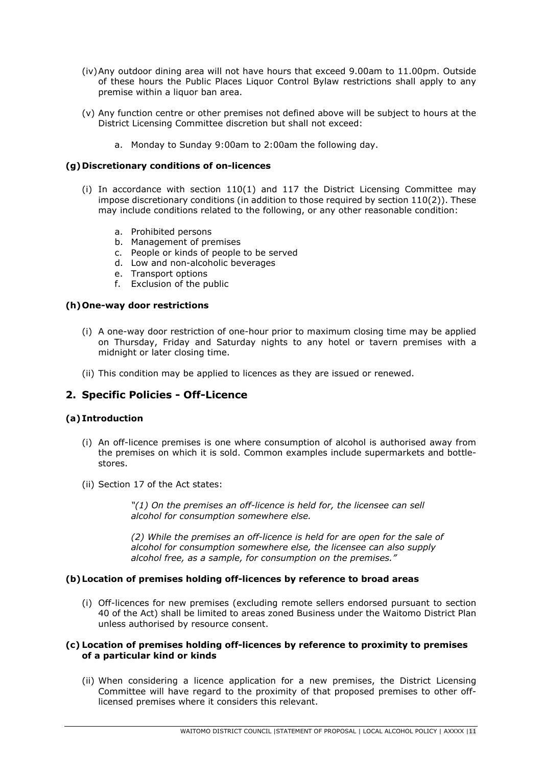(iv) Any outdoor dining area will not have hours that exceed 9.00am to 11.00pm. Outside of these hours the Public Places Liquor Control Bylaw restrictions shall apply to any premise within a liquor ban area.

(v) Any function centre or other premises not defined above will be subject to hours at the District Licensing Committee discretion but shall not exceed:

a. Monday to Sunday 9:00am to 2:00am the following day.

### (g) Discretionary conditions of on-licences

(i) In accordance with section 110(1) and 117 the District Licensing Committee may impose discretionary conditions (in addition to those required by section 110(2)). These may include conditions related to the following, or any other reasonable condition:

a. Prohibited persons
b. Management of premises
c. People or kinds of people to be served
d. Low and non-alcoholic beverages
e. Transport options
f. Exclusion of the public

### (h) One-way door restrictions

(i) A one-way door restriction of one-hour prior to maximum closing time may be applied on Thursday, Friday and Saturday nights to any hotel or tavern premises with a midnight or later closing time.

(ii) This condition may be applied to licences as they are issued or renewed.

## 2. Specific Policies - Off-Licence

### (a) Introduction

(i) An off-licence premises is one where consumption of alcohol is authorised away from the premises on which it is sold. Common examples include supermarkets and bottle-stores.

(ii) Section 17 of the Act states:

> *"(1) On the premises an off-licence is held for, the licensee can sell alcohol for consumption somewhere else.*
>
> *(2) While the premises an off-licence is held for are open for the sale of alcohol for consumption somewhere else, the licensee can also supply alcohol free, as a sample, for consumption on the premises."*

### (b) Location of premises holding off-licences by reference to broad areas

(i) Off-licences for new premises (excluding remote sellers endorsed pursuant to section 40 of the Act) shall be limited to areas zoned Business under the Waitomo District Plan unless authorised by resource consent.

### (c) Location of premises holding off-licences by reference to proximity to premises of a particular kind or kinds

(ii) When considering a licence application for a new premises, the District Licensing Committee will have regard to the proximity of that proposed premises to other off-licensed premises where it considers this relevant.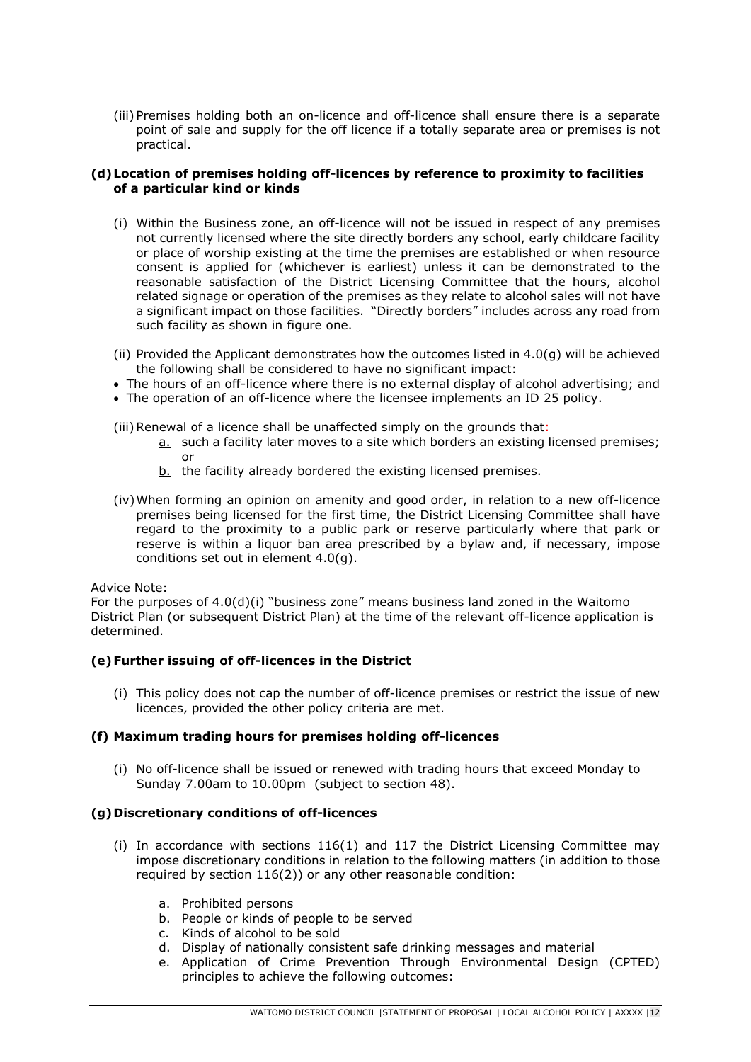(iii) Premises holding both an on-licence and off-licence shall ensure there is a separate point of sale and supply for the off licence if a totally separate area or premises is not practical.

#### (d) Location of premises holding off-licences by reference to proximity to facilities of a particular kind or kinds

(i) Within the Business zone, an off-licence will not be issued in respect of any premises not currently licensed where the site directly borders any school, early childcare facility or place of worship existing at the time the premises are established or when resource consent is applied for (whichever is earliest) unless it can be demonstrated to the reasonable satisfaction of the District Licensing Committee that the hours, alcohol related signage or operation of the premises as they relate to alcohol sales will not have a significant impact on those facilities. "Directly borders" includes across any road from such facility as shown in figure one.

(ii) Provided the Applicant demonstrates how the outcomes listed in 4.0(g) will be achieved the following shall be considered to have no significant impact:

- The hours of an off-licence where there is no external display of alcohol advertising; and
- The operation of an off-licence where the licensee implements an ID 25 policy.

(iii) Renewal of a licence shall be unaffected simply on the grounds that:

  a. such a facility later moves to a site which borders an existing licensed premises; or
  b. the facility already bordered the existing licensed premises.

(iv) When forming an opinion on amenity and good order, in relation to a new off-licence premises being licensed for the first time, the District Licensing Committee shall have regard to the proximity to a public park or reserve particularly where that park or reserve is within a liquor ban area prescribed by a bylaw and, if necessary, impose conditions set out in element 4.0(g).

Advice Note:
For the purposes of 4.0(d)(i) "business zone" means business land zoned in the Waitomo District Plan (or subsequent District Plan) at the time of the relevant off-licence application is determined.

#### (e) Further issuing of off-licences in the District

(i) This policy does not cap the number of off-licence premises or restrict the issue of new licences, provided the other policy criteria are met.

#### (f) Maximum trading hours for premises holding off-licences

(i) No off-licence shall be issued or renewed with trading hours that exceed Monday to Sunday 7.00am to 10.00pm (subject to section 48).

#### (g) Discretionary conditions of off-licences

(i) In accordance with sections 116(1) and 117 the District Licensing Committee may impose discretionary conditions in relation to the following matters (in addition to those required by section 116(2)) or any other reasonable condition:

  a. Prohibited persons
  b. People or kinds of people to be served
  c. Kinds of alcohol to be sold
  d. Display of nationally consistent safe drinking messages and material
  e. Application of Crime Prevention Through Environmental Design (CPTED) principles to achieve the following outcomes: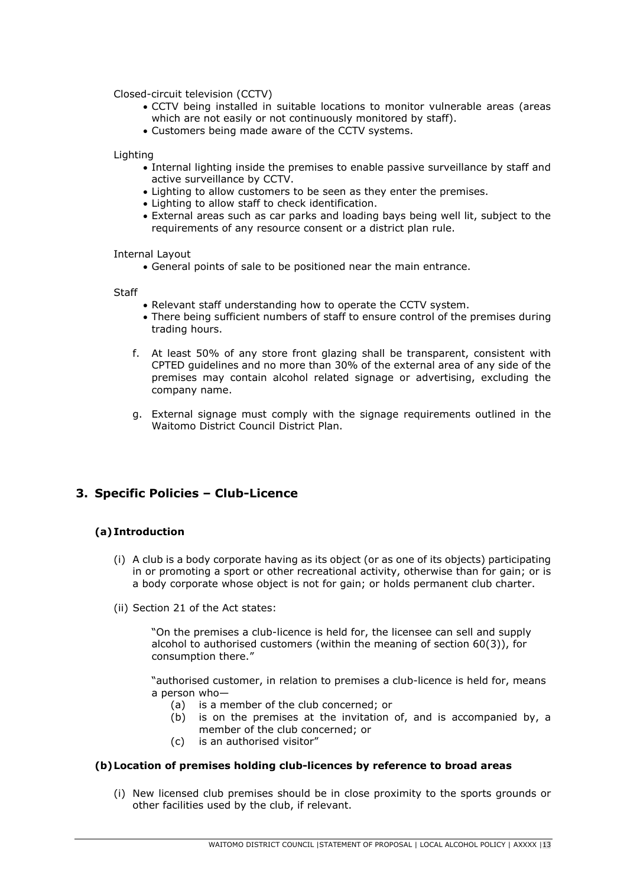Closed-circuit television (CCTV)

- CCTV being installed in suitable locations to monitor vulnerable areas (areas which are not easily or not continuously monitored by staff).
- Customers being made aware of the CCTV systems.

Lighting

- Internal lighting inside the premises to enable passive surveillance by staff and active surveillance by CCTV.
- Lighting to allow customers to be seen as they enter the premises.
- Lighting to allow staff to check identification.
- External areas such as car parks and loading bays being well lit, subject to the requirements of any resource consent or a district plan rule.

Internal Layout

- General points of sale to be positioned near the main entrance.

Staff

- Relevant staff understanding how to operate the CCTV system.
- There being sufficient numbers of staff to ensure control of the premises during trading hours.

f. At least 50% of any store front glazing shall be transparent, consistent with CPTED guidelines and no more than 30% of the external area of any side of the premises may contain alcohol related signage or advertising, excluding the company name.

g. External signage must comply with the signage requirements outlined in the Waitomo District Council District Plan.

## 3. Specific Policies – Club-Licence

### (a) Introduction

(i) A club is a body corporate having as its object (or as one of its objects) participating in or promoting a sport or other recreational activity, otherwise than for gain; or is a body corporate whose object is not for gain; or holds permanent club charter.

(ii) Section 21 of the Act states:

> "On the premises a club-licence is held for, the licensee can sell and supply alcohol to authorised customers (within the meaning of section 60(3)), for consumption there."
>
> "authorised customer, in relation to premises a club-licence is held for, means a person who—
>
> (a) is a member of the club concerned; or
> (b) is on the premises at the invitation of, and is accompanied by, a member of the club concerned; or
> (c) is an authorised visitor"

### (b) Location of premises holding club-licences by reference to broad areas

(i) New licensed club premises should be in close proximity to the sports grounds or other facilities used by the club, if relevant.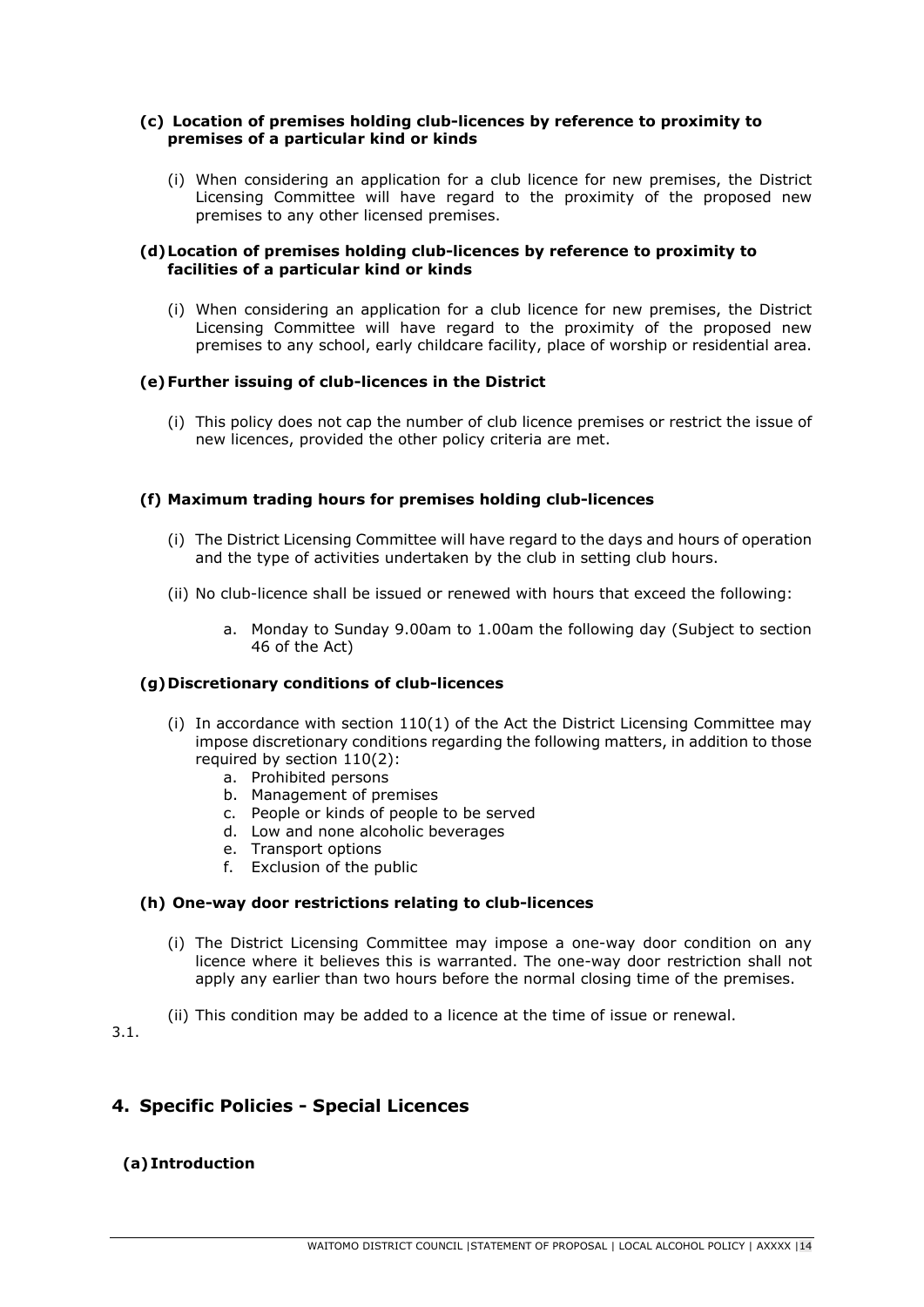**(c) Location of premises holding club-licences by reference to proximity to premises of a particular kind or kinds**

(i) When considering an application for a club licence for new premises, the District Licensing Committee will have regard to the proximity of the proposed new premises to any other licensed premises.

**(d) Location of premises holding club-licences by reference to proximity to facilities of a particular kind or kinds**

(i) When considering an application for a club licence for new premises, the District Licensing Committee will have regard to the proximity of the proposed new premises to any school, early childcare facility, place of worship or residential area.

**(e) Further issuing of club-licences in the District**

(i) This policy does not cap the number of club licence premises or restrict the issue of new licences, provided the other policy criteria are met.

**(f) Maximum trading hours for premises holding club-licences**

(i) The District Licensing Committee will have regard to the days and hours of operation and the type of activities undertaken by the club in setting club hours.

(ii) No club-licence shall be issued or renewed with hours that exceed the following:

a. Monday to Sunday 9.00am to 1.00am the following day (Subject to section 46 of the Act)

**(g) Discretionary conditions of club-licences**

(i) In accordance with section 110(1) of the Act the District Licensing Committee may impose discretionary conditions regarding the following matters, in addition to those required by section 110(2):

a. Prohibited persons
b. Management of premises
c. People or kinds of people to be served
d. Low and none alcoholic beverages
e. Transport options
f. Exclusion of the public

**(h) One-way door restrictions relating to club-licences**

(i) The District Licensing Committee may impose a one-way door condition on any licence where it believes this is warranted. The one-way door restriction shall not apply any earlier than two hours before the normal closing time of the premises.

(ii) This condition may be added to a licence at the time of issue or renewal.

3.1.

## 4. Specific Policies - Special Licences

**(a) Introduction**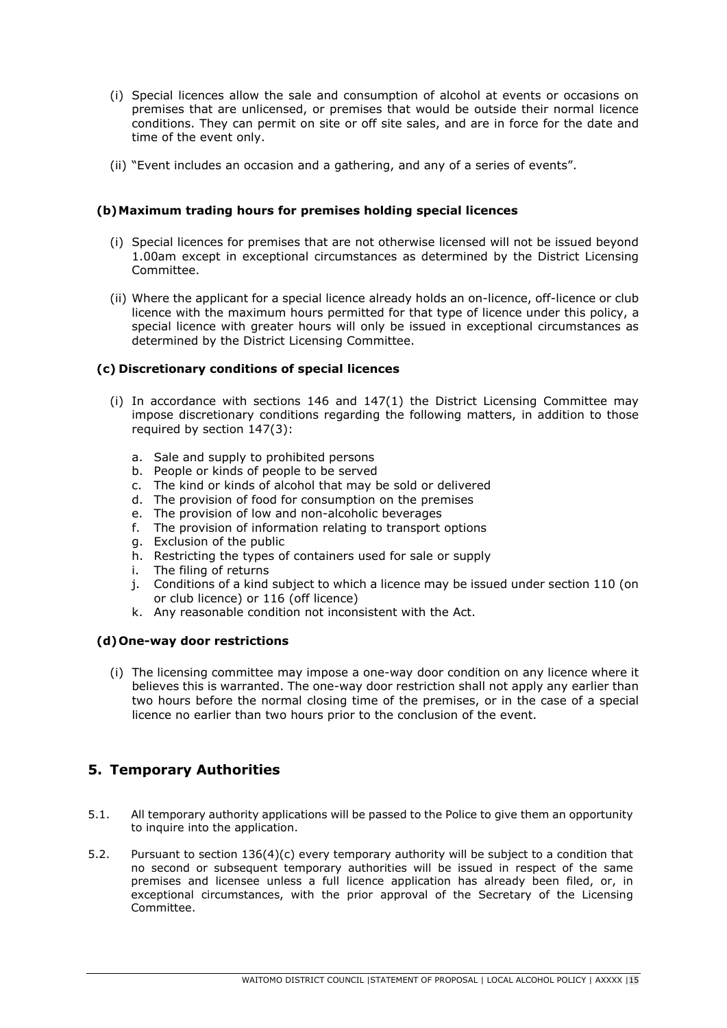(i) Special licences allow the sale and consumption of alcohol at events or occasions on premises that are unlicensed, or premises that would be outside their normal licence conditions. They can permit on site or off site sales, and are in force for the date and time of the event only.

(ii) "Event includes an occasion and a gathering, and any of a series of events".

#### (b) Maximum trading hours for premises holding special licences

(i) Special licences for premises that are not otherwise licensed will not be issued beyond 1.00am except in exceptional circumstances as determined by the District Licensing Committee.

(ii) Where the applicant for a special licence already holds an on-licence, off-licence or club licence with the maximum hours permitted for that type of licence under this policy, a special licence with greater hours will only be issued in exceptional circumstances as determined by the District Licensing Committee.

#### (c) Discretionary conditions of special licences

(i) In accordance with sections 146 and 147(1) the District Licensing Committee may impose discretionary conditions regarding the following matters, in addition to those required by section 147(3):

a. Sale and supply to prohibited persons
b. People or kinds of people to be served
c. The kind or kinds of alcohol that may be sold or delivered
d. The provision of food for consumption on the premises
e. The provision of low and non-alcoholic beverages
f. The provision of information relating to transport options
g. Exclusion of the public
h. Restricting the types of containers used for sale or supply
i. The filing of returns
j. Conditions of a kind subject to which a licence may be issued under section 110 (on or club licence) or 116 (off licence)
k. Any reasonable condition not inconsistent with the Act.

#### (d) One-way door restrictions

(i) The licensing committee may impose a one-way door condition on any licence where it believes this is warranted. The one-way door restriction shall not apply any earlier than two hours before the normal closing time of the premises, or in the case of a special licence no earlier than two hours prior to the conclusion of the event.

## 5. Temporary Authorities

5.1. All temporary authority applications will be passed to the Police to give them an opportunity to inquire into the application.

5.2. Pursuant to section 136(4)(c) every temporary authority will be subject to a condition that no second or subsequent temporary authorities will be issued in respect of the same premises and licensee unless a full licence application has already been filed, or, in exceptional circumstances, with the prior approval of the Secretary of the Licensing Committee.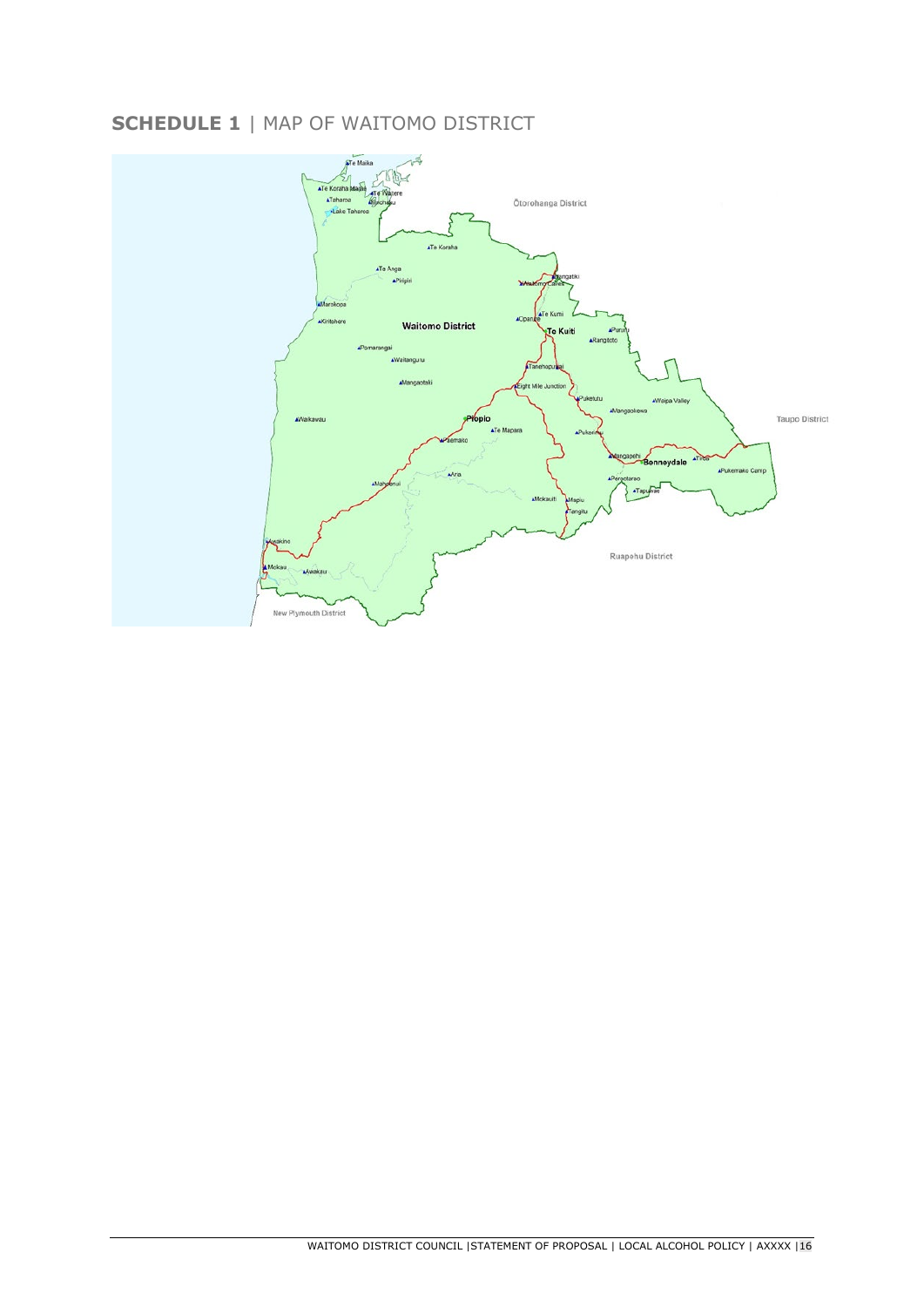## **SCHEDULE 1** | MAP OF WAITOMO DISTRICT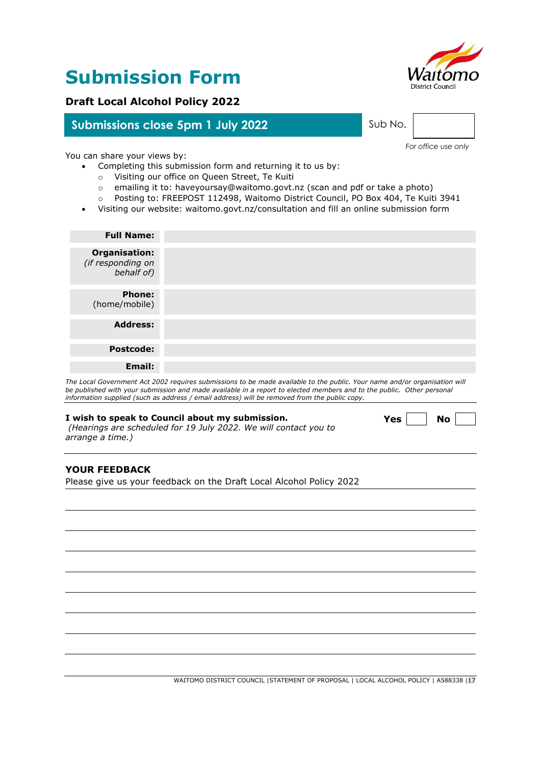# Submission Form

**Draft Local Alcohol Policy 2022**

**Submissions close 5pm 1 July 2022**

Sub No.

*For office use only*

You can share your views by:

- Completing this submission form and returning it to us by:
  - Visiting our office on Queen Street, Te Kuiti
  - emailing it to: haveyoursay@waitomo.govt.nz (scan and pdf or take a photo)
  - Posting to: FREEPOST 112498, Waitomo District Council, PO Box 404, Te Kuiti 3941
- Visiting our website: waitomo.govt.nz/consultation and fill an online submission form

| | |
|---|---|
| **Full Name:** | |
| **Organisation:** *(if responding on behalf of)* | |
| **Phone:** (home/mobile) | |
| **Address:** | |
| **Postcode:** | |
| **Email:** | |

*The Local Government Act 2002 requires submissions to be made available to the public. Your name and/or organisation will be published with your submission and made available in a report to elected members and to the public. Other personal information supplied (such as address / email address) will be removed from the public copy.*

**I wish to speak to Council about my submission.** **Yes** ☐ **No** ☐
*(Hearings are scheduled for 19 July 2022. We will contact you to arrange a time.)*

**YOUR FEEDBACK**

Please give us your feedback on the Draft Local Alcohol Policy 2022